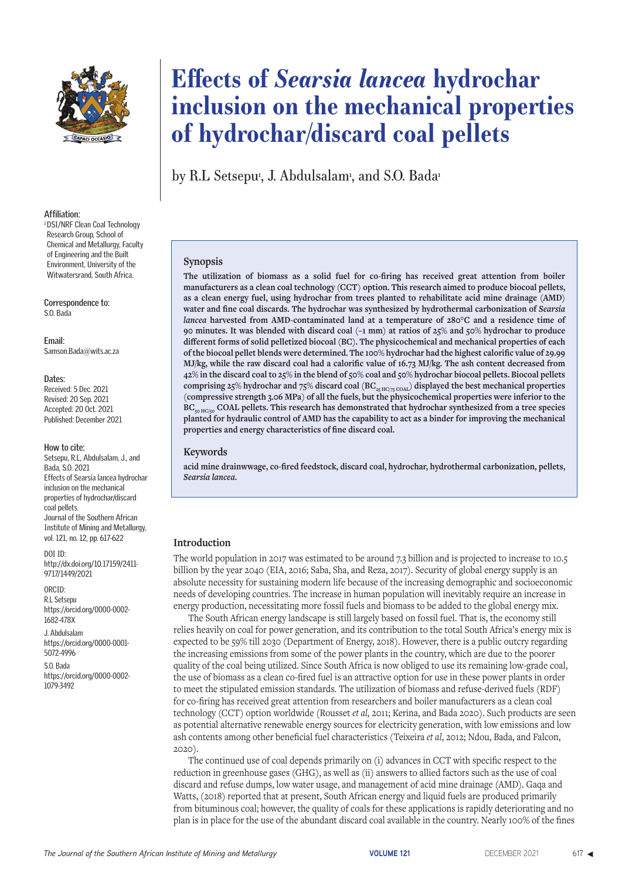# Effects of *Searsia lancea* hydrochar inclusion on the mechanical properties of hydrochar/discard coal pellets

by R.L Setsepu[1], J. Abdulsalam[1], and S.O. Bada[1]

**Affiliation:**
[1] DSI/NRF Clean Coal Technology Research Group, School of Chemical and Metallurgy, Faculty of Engineering and the Built Environment, University of the Witwatersrand, South Africa.

**Correspondence to:**
S.O. Bada

**Email:**
Samson.Bada@wits.ac.za

**Dates:**
Received: 5 Dec. 2021
Revised: 20 Sep. 2021
Accepted: 20 Oct. 2021
Published: December 2021

**How to cite:**
Setsepu, R.L, Abdulsalam, J., and Bada, S.O. 2021
Effects of Searsia lancea hydrochar inclusion on the mechanical properties of hydrochar/discard coal pellets.
Journal of the Southern African Institute of Mining and Metallurgy, vol. 121, no. 12, pp. 617-622

**DOI ID:**
http://dx.doi.org/10.17159/2411-9717/1449/2021

**ORCID:**
R.L Setsepu
https://orcid.org/0000-0002-1682-478X

J. Abdulsalam
https://orcid.org/0000-0001-5072-4996

S.O. Bada
https://orcid.org/0000-0002-1079-3492

## Synopsis

**The utilization of biomass as a solid fuel for co-firing has received great attention from boiler manufacturers as a clean coal technology (CCT) option. This research aimed to produce biocoal pellets, as a clean energy fuel, using hydrochar from trees planted to rehabilitate acid mine drainage (AMD) water and fine coal discards. The hydrochar was synthesized by hydrothermal carbonization of *Searsia lancea* harvested from AMD-contaminated land at a temperature of 280°C and a residence time of 90 minutes. It was blended with discard coal (-1 mm) at ratios of 25% and 50% hydrochar to produce different forms of solid pelletized biocoal (BC). The physicochemical and mechanical properties of each of the biocoal pellet blends were determined. The 100% hydrochar had the highest calorific value of 29.99 MJ/kg, while the raw discard coal had a calorific value of 16.73 MJ/kg. The ash content decreased from 42% in the discard coal to 25% in the blend of 50% coal and 50% hydrochar biocoal pellets. Biocoal pellets comprising 25% hydrochar and 75% discard coal ($BC_{25\,HC/75\,COAL}$) displayed the best mechanical properties (compressive strength 3.06 MPa) of all the fuels, but the physicochemical properties were inferior to the $BC_{50\,HC/50}$ COAL pellets. This research has demonstrated that hydrochar synthesized from a tree species planted for hydraulic control of AMD has the capability to act as a binder for improving the mechanical properties and energy characteristics of fine discard coal.**

## Keywords

**acid mine drainwwage, co-fired feedstock, discard coal, hydrochar, hydrothermal carbonization, pellets, *Searsia lancea*.**

## Introduction

The world population in 2017 was estimated to be around 7.3 billion and is projected to increase to 10.5 billion by the year 2040 (EIA, 2016; Saba, Sha, and Reza, 2017). Security of global energy supply is an absolute necessity for sustaining modern life because of the increasing demographic and socioeconomic needs of developing countries. The increase in human population will inevitably require an increase in energy production, necessitating more fossil fuels and biomass to be added to the global energy mix.

The South African energy landscape is still largely based on fossil fuel. That is, the economy still relies heavily on coal for power generation, and its contribution to the total South Africa's energy mix is expected to be 59% till 2030 (Department of Energy, 2018). However, there is a public outcry regarding the increasing emissions from some of the power plants in the country, which are due to the poorer quality of the coal being utilized. Since South Africa is now obliged to use its remaining low-grade coal, the use of biomass as a clean co-fired fuel is an attractive option for use in these power plants in order to meet the stipulated emission standards. The utilization of biomass and refuse-derived fuels (RDF) for co-firing has received great attention from researchers and boiler manufacturers as a clean coal technology (CCT) option worldwide (Rousset *et al*, 2011; Kerina, and Bada 2020). Such products are seen as potential alternative renewable energy sources for electricity generation, with low emissions and low ash contents among other beneficial fuel characteristics (Teixeira *et al*, 2012; Ndou, Bada, and Falcon, 2020).

The continued use of coal depends primarily on (i) advances in CCT with specific respect to the reduction in greenhouse gases (GHG), as well as (ii) answers to allied factors such as the use of coal discard and refuse dumps, low water usage, and management of acid mine drainage (AMD). Gaqa and Watts, (2018) reported that at present, South African energy and liquid fuels are produced primarily from bituminous coal; however, the quality of coals for these applications is rapidly deteriorating and no plan is in place for the use of the abundant discard coal available in the country. Nearly 100% of the fines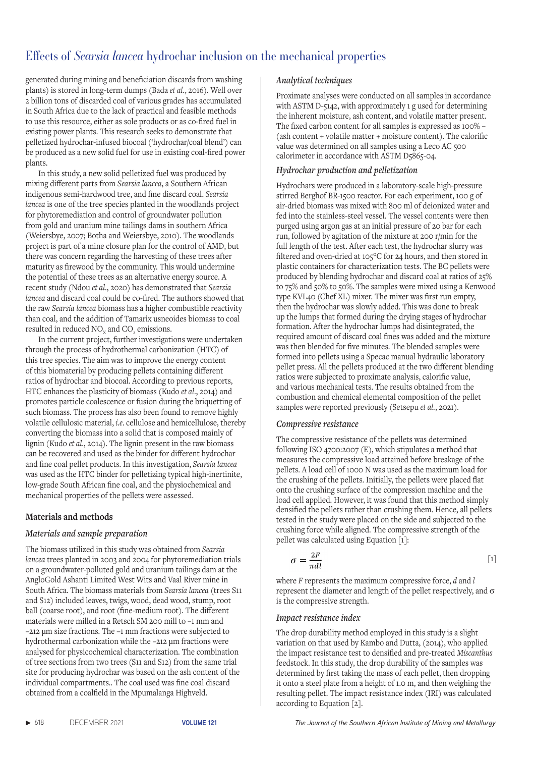generated during mining and beneficiation discards from washing plants) is stored in long-term dumps (Bada *et al*., 2016). Well over 2 billion tons of discarded coal of various grades has accumulated in South Africa due to the lack of practical and feasible methods to use this resource, either as sole products or as co-fired fuel in existing power plants. This research seeks to demonstrate that pelletized hydrochar-infused biocoal ('hydrochar/coal blend') can be produced as a new solid fuel for use in existing coal-fired power plants.

In this study, a new solid pelletized fuel was produced by mixing different parts from *Searsia lancea*, a Southern African indigenous semi-hardwood tree, and fine discard coal. *Searsia lancea* is one of the tree species planted in the woodlands project for phytoremediation and control of groundwater pollution from gold and uranium mine tailings dams in southern Africa (Weiersbye, 2007; Botha and Weiersbye, 2010). The woodlands project is part of a mine closure plan for the control of AMD, but there was concern regarding the harvesting of these trees after maturity as firewood by the community. This would undermine the potential of these trees as an alternative energy source. A recent study (Ndou *et al*., 2020) has demonstrated that *Searsia lancea* and discard coal could be co-fired. The authors showed that the raw *Searsia lancea* biomass has a higher combustible reactivity than coal, and the addition of Tamarix usneoides biomass to coal resulted in reduced $NO_x$ and $CO_2$ emissions.

In the current project, further investigations were undertaken through the process of hydrothermal carbonization (HTC) of this tree species. The aim was to improve the energy content of this biomaterial by producing pellets containing different ratios of hydrochar and biocoal. According to previous reports, HTC enhances the plasticity of biomass (Kudo *et al*., 2014) and promotes particle coalescence or fusion during the briquetting of such biomass. The process has also been found to remove highly volatile cellulosic material, *i.e*. cellulose and hemicellulose, thereby converting the biomass into a solid that is composed mainly of lignin (Kudo *et al*., 2014). The lignin present in the raw biomass can be recovered and used as the binder for different hydrochar and fine coal pellet products. In this investigation, *Searsia lancea* was used as the HTC binder for pelletizing typical high-inertinite, low-grade South African fine coal, and the physiochemical and mechanical properties of the pellets were assessed.

## Materials and methods

### *Materials and sample preparation*

The biomass utilized in this study was obtained from *Searsia lancea* trees planted in 2003 and 2004 for phytoremediation trials on a groundwater-polluted gold and uranium tailings dam at the AngloGold Ashanti Limited West Wits and Vaal River mine in South Africa. The biomass materials from *Searsia lancea* (trees S11 and S12) included leaves, twigs, wood, dead wood, stump, root ball (coarse root), and root (fine-medium root). The different materials were milled in a Retsch SM 200 mill to –1 mm and –212 µm size fractions. The –1 mm fractions were subjected to hydrothermal carbonization while the –212 µm fractions were analysed for physicochemical characterization. The combination of tree sections from two trees (S11 and S12) from the same trial site for producing hydrochar was based on the ash content of the individual compartments.. The coal used was fine coal discard obtained from a coalfield in the Mpumalanga Highveld.

### *Analytical techniques*

Proximate analyses were conducted on all samples in accordance with ASTM D-5142, with approximately 1 g used for determining the inherent moisture, ash content, and volatile matter present. The fixed carbon content for all samples is expressed as 100% – (ash content + volatile matter + moisture content). The calorific value was determined on all samples using a Leco AC 500 calorimeter in accordance with ASTM D5865-04.

### *Hydrochar production and pelletization*

Hydrochars were produced in a laboratory-scale high-pressure stirred Berghof BR-1500 reactor. For each experiment, 100 g of air-dried biomass was mixed with 800 ml of deionized water and fed into the stainless-steel vessel. The vessel contents were then purged using argon gas at an initial pressure of 20 bar for each run, followed by agitation of the mixture at 200 r/min for the full length of the test. After each test, the hydrochar slurry was filtered and oven-dried at 105°C for 24 hours, and then stored in plastic containers for characterization tests. The BC pellets were produced by blending hydrochar and discard coal at ratios of 25% to 75% and 50% to 50%. The samples were mixed using a Kenwood type KVL40 (Chef XL) mixer. The mixer was first run empty, then the hydrochar was slowly added. This was done to break up the lumps that formed during the drying stages of hydrochar formation. After the hydrochar lumps had disintegrated, the required amount of discard coal fines was added and the mixture was then blended for five minutes. The blended samples were formed into pellets using a Specac manual hydraulic laboratory pellet press. All the pellets produced at the two different blending ratios were subjected to proximate analysis, calorific value, and various mechanical tests. The results obtained from the combustion and chemical elemental composition of the pellet samples were reported previously (Setsepu *et al*., 2021).

### *Compressive resistance*

The compressive resistance of the pellets was determined following ISO 4700:2007 (E), which stipulates a method that measures the compressive load attained before breakage of the pellets. A load cell of 1000 N was used as the maximum load for the crushing of the pellets. Initially, the pellets were placed flat onto the crushing surface of the compression machine and the load cell applied. However, it was found that this method simply densified the pellets rather than crushing them. Hence, all pellets tested in the study were placed on the side and subjected to the crushing force while aligned. The compressive strength of the pellet was calculated using Equation [1]:

$$\sigma = \frac{2F}{\pi dl} \qquad [1]$$

where $F$ represents the maximum compressive force, $d$ and $l$ represent the diameter and length of the pellet respectively, and $\sigma$ is the compressive strength.

### *Impact resistance index*

The drop durability method employed in this study is a slight variation on that used by Kambo and Dutta, (2014), who applied the impact resistance test to densified and pre-treated *Miscanthus* feedstock. In this study, the drop durability of the samples was determined by first taking the mass of each pellet, then dropping it onto a steel plate from a height of 1.0 m, and then weighing the resulting pellet. The impact resistance index (IRI) was calculated according to Equation [2].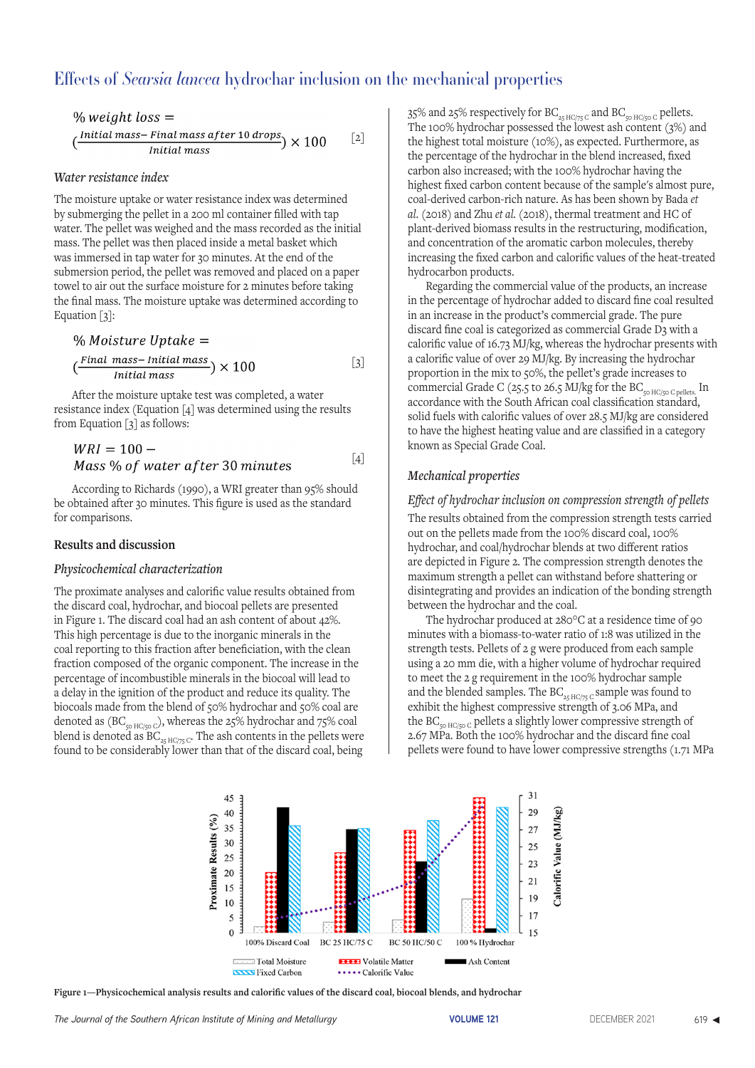## Effects of *Searsia lancea* hydrochar inclusion on the mechanical properties

$$\% \, weight \, loss = \left(\frac{Initial \, mass - Final \, mass \, after \, 10 \, drops}{Initial \, mass}\right) \times 100 \quad [2]$$

### *Water resistance index*

The moisture uptake or water resistance index was determined by submerging the pellet in a 200 ml container filled with tap water. The pellet was weighed and the mass recorded as the initial mass. The pellet was then placed inside a metal basket which was immersed in tap water for 30 minutes. At the end of the submersion period, the pellet was removed and placed on a paper towel to air out the surface moisture for 2 minutes before taking the final mass. The moisture uptake was determined according to Equation [3]:

$$\% \, Moisture \, Uptake = \left(\frac{Final \, mass - Initial \, mass}{Initial \, mass}\right) \times 100 \quad [3]$$

After the moisture uptake test was completed, a water resistance index (Equation [4] was determined using the results from Equation [3] as follows:

$$WRI = 100 - Mass \, \% \, of \, water \, after \, 30 \, minutes \quad [4]$$

According to Richards (1990), a WRI greater than 95% should be obtained after 30 minutes. This figure is used as the standard for comparisons.

### Results and discussion

### *Physicochemical characterization*

The proximate analyses and calorific value results obtained from the discard coal, hydrochar, and biocoal pellets are presented in Figure 1. The discard coal had an ash content of about 42%. This high percentage is due to the inorganic minerals in the coal reporting to this fraction after beneficiation, with the clean fraction composed of the organic component. The increase in the percentage of incombustible minerals in the biocoal will lead to a delay in the ignition of the product and reduce its quality. The biocoals made from the blend of 50% hydrochar and 50% coal are denoted as ($BC_{50\,HC/50\,C}$), whereas the 25% hydrochar and 75% coal blend is denoted as $BC_{25\,HC/75\,C}$. The ash contents in the pellets were found to be considerably lower than that of the discard coal, being 35% and 25% respectively for $BC_{25\,HC/75\,C}$ and $BC_{50\,HC/50\,C}$ pellets. The 100% hydrochar possessed the lowest ash content (3%) and the highest total moisture (10%), as expected. Furthermore, as the percentage of the hydrochar in the blend increased, fixed carbon also increased; with the 100% hydrochar having the highest fixed carbon content because of the sample's almost pure, coal-derived carbon-rich nature. As has been shown by Bada *et al.* (2018) and Zhu *et al.* (2018), thermal treatment and HC of plant-derived biomass results in the restructuring, modification, and concentration of the aromatic carbon molecules, thereby increasing the fixed carbon and calorific values of the heat-treated hydrocarbon products.

Regarding the commercial value of the products, an increase in the percentage of hydrochar added to discard fine coal resulted in an increase in the product's commercial grade. The pure discard fine coal is categorized as commercial Grade D3 with a calorific value of 16.73 MJ/kg, whereas the hydrochar presents with a calorific value of over 29 MJ/kg. By increasing the hydrochar proportion in the mix to 50%, the pellet's grade increases to commercial Grade C (25.5 to 26.5 MJ/kg for the $BC_{50\,HC/50\,C}$ pellets. In accordance with the South African coal classification standard, solid fuels with calorific values of over 28.5 MJ/kg are considered to have the highest heating value and are classified in a category known as Special Grade Coal.

### *Mechanical properties*

#### *Effect of hydrochar inclusion on compression strength of pellets*

The results obtained from the compression strength tests carried out on the pellets made from the 100% discard coal, 100% hydrochar, and coal/hydrochar blends at two different ratios are depicted in Figure 2. The compression strength denotes the maximum strength a pellet can withstand before shattering or disintegrating and provides an indication of the bonding strength between the hydrochar and the coal.

The hydrochar produced at 280°C at a residence time of 90 minutes with a biomass-to-water ratio of 1:8 was utilized in the strength tests. Pellets of 2 g were produced from each sample using a 20 mm die, with a higher volume of hydrochar required to meet the 2 g requirement in the 100% hydrochar sample and the blended samples. The $BC_{25\,HC/75\,C}$ sample was found to exhibit the highest compressive strength of 3.06 MPa, and the $BC_{50\,HC/50\,C}$ pellets a slightly lower compressive strength of 2.67 MPa. Both the 100% hydrochar and the discard fine coal pellets were found to have lower compressive strengths (1.71 MPa

Figure 1—Physicochemical analysis results and calorific values of the discard coal, biocoal blends, and hydrochar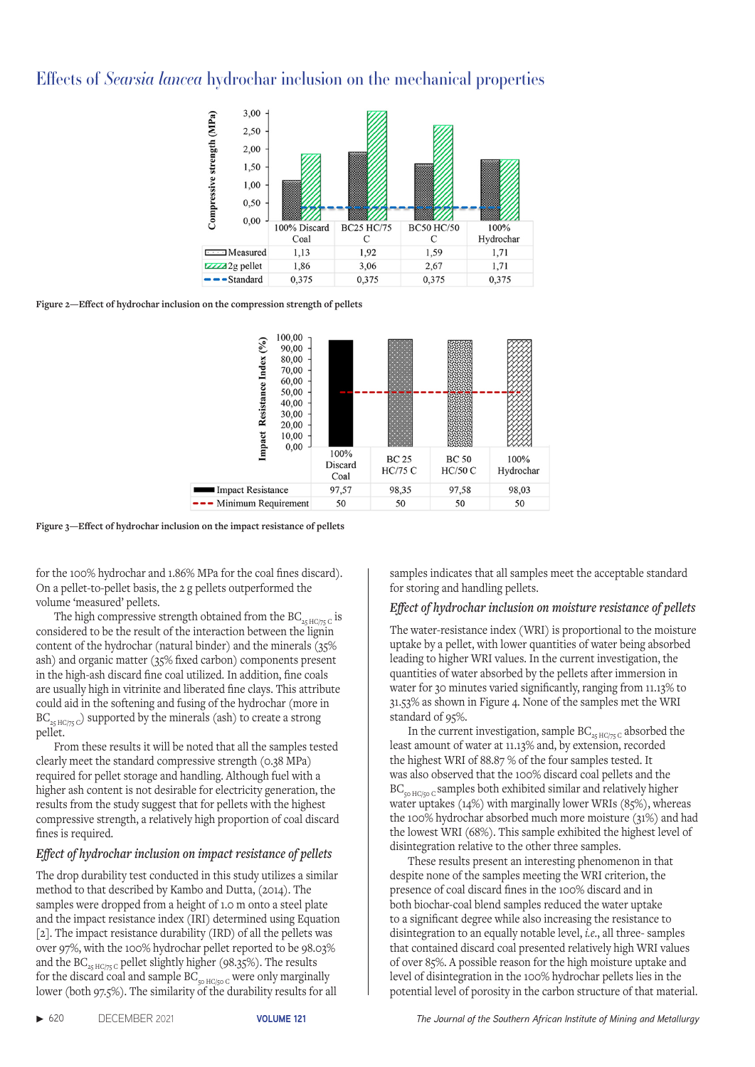## Effects of *Searsia lancea* hydrochar inclusion on the mechanical properties

| | 100% Discard Coal | BC25 HC/75 C | BC50 HC/50 C | 100% Hydrochar |
|---|---|---|---|---|
| Measured | 1,13 | 1,92 | 1,59 | 1,71 |
| 2g pellet | 1,86 | 3,06 | 2,67 | 1,71 |
| Standard | 0,375 | 0,375 | 0,375 | 0,375 |

Figure 2—Effect of hydrochar inclusion on the compression strength of pellets

| | 100% Discard Coal | BC 25 HC/75 C | BC 50 HC/50 C | 100% Hydrochar |
|---|---|---|---|---|
| Impact Resistance | 97,57 | 98,35 | 97,58 | 98,03 |
| Minimum Requirement | 50 | 50 | 50 | 50 |

Figure 3—Effect of hydrochar inclusion on the impact resistance of pellets

for the 100% hydrochar and 1.86% MPa for the coal fines discard). On a pellet-to-pellet basis, the 2 g pellets outperformed the volume 'measured' pellets.

The high compressive strength obtained from the $BC_{25\,HC/75\,C}$ is considered to be the result of the interaction between the lignin content of the hydrochar (natural binder) and the minerals (35% ash) and organic matter (35% fixed carbon) components present in the high-ash discard fine coal utilized. In addition, fine coals are usually high in vitrinite and liberated fine clays. This attribute could aid in the softening and fusing of the hydrochar (more in $BC_{25\,HC/75\,C}$) supported by the minerals (ash) to create a strong pellet.

From these results it will be noted that all the samples tested clearly meet the standard compressive strength (0.38 MPa) required for pellet storage and handling. Although fuel with a higher ash content is not desirable for electricity generation, the results from the study suggest that for pellets with the highest compressive strength, a relatively high proportion of coal discard fines is required.

### *Effect of hydrochar inclusion on impact resistance of pellets*

The drop durability test conducted in this study utilizes a similar method to that described by Kambo and Dutta, (2014). The samples were dropped from a height of 1.0 m onto a steel plate and the impact resistance index (IRI) determined using Equation [2]. The impact resistance durability (IRD) of all the pellets was over 97%, with the 100% hydrochar pellet reported to be 98.03% and the $BC_{25\,HC/75\,C}$ pellet slightly higher (98.35%). The results for the discard coal and sample $BC_{50\,HC/50\,C}$ were only marginally lower (both 97.5%). The similarity of the durability results for all samples indicates that all samples meet the acceptable standard for storing and handling pellets.

### *Effect of hydrochar inclusion on moisture resistance of pellets*

The water-resistance index (WRI) is proportional to the moisture uptake by a pellet, with lower quantities of water being absorbed leading to higher WRI values. In the current investigation, the quantities of water absorbed by the pellets after immersion in water for 30 minutes varied significantly, ranging from 11.13% to 31.53% as shown in Figure 4. None of the samples met the WRI standard of 95%.

In the current investigation, sample $BC_{25\,HC/75\,C}$ absorbed the least amount of water at 11.13% and, by extension, recorded the highest WRI of 88.87 % of the four samples tested. It was also observed that the 100% discard coal pellets and the $BC_{50\,HC/50\,C}$ samples both exhibited similar and relatively higher water uptakes (14%) with marginally lower WRIs (85%), whereas the 100% hydrochar absorbed much more moisture (31%) and had the lowest WRI (68%). This sample exhibited the highest level of disintegration relative to the other three samples.

These results present an interesting phenomenon in that despite none of the samples meeting the WRI criterion, the presence of coal discard fines in the 100% discard and in both biochar-coal blend samples reduced the water uptake to a significant degree while also increasing the resistance to disintegration to an equally notable level, *i.e.*, all three- samples that contained discard coal presented relatively high WRI values of over 85%. A possible reason for the high moisture uptake and level of disintegration in the 100% hydrochar pellets lies in the potential level of porosity in the carbon structure of that material.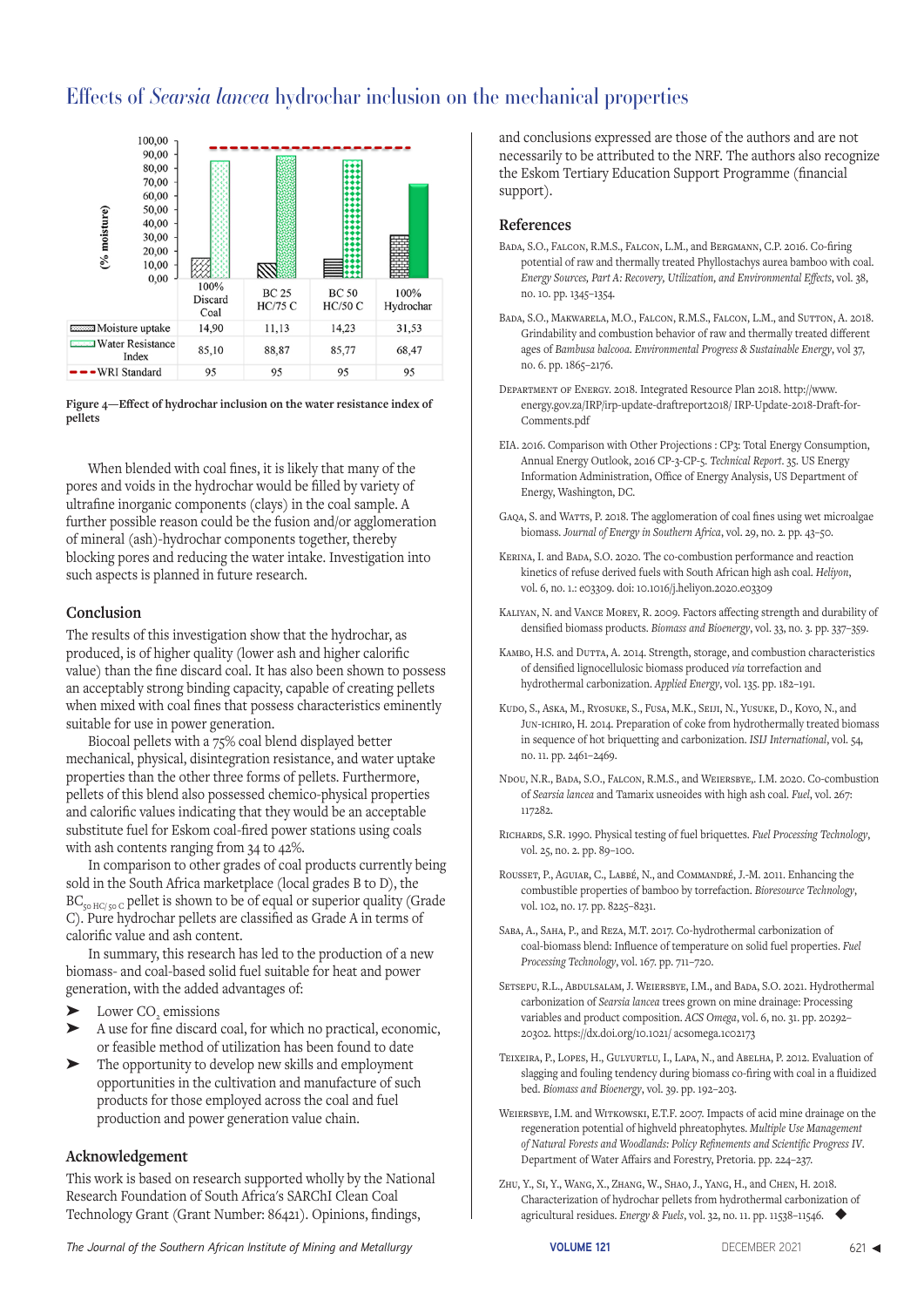## Effects of *Searsia lancea* hydrochar inclusion on the mechanical properties

100,00
90,00
80,00
70,00
60,00
50,00
40,00
30,00
20,00
10,00
0,00
(% moisture)

100% Discard Coal
BC 25 HC/75 C
BC 50 HC/50 C
100% Hydrochar

Moisture uptake 14,90 11,13 14,23 31,53
Water Resistance Index 85,10 88,87 85,77 68,47
WRI Standard 95 95 95 95

**Figure 4—Effect of hydrochar inclusion on the water resistance index of pellets**

When blended with coal fines, it is likely that many of the pores and voids in the hydrochar would be filled by variety of ultrafine inorganic components (clays) in the coal sample. A further possible reason could be the fusion and/or agglomeration of mineral (ash)-hydrochar components together, thereby blocking pores and reducing the water intake. Investigation into such aspects is planned in future research.

### Conclusion

The results of this investigation show that the hydrochar, as produced, is of higher quality (lower ash and higher calorific value) than the fine discard coal. It has also been shown to possess an acceptably strong binding capacity, capable of creating pellets when mixed with coal fines that possess characteristics eminently suitable for use in power generation.

Biocoal pellets with a 75% coal blend displayed better mechanical, physical, disintegration resistance, and water uptake properties than the other three forms of pellets. Furthermore, pellets of this blend also possessed chemico-physical properties and calorific values indicating that they would be an acceptable substitute fuel for Eskom coal-fired power stations using coals with ash contents ranging from 34 to 42%.

In comparison to other grades of coal products currently being sold in the South Africa marketplace (local grades B to D), the $BC_{50\ HC/50\ C}$ pellet is shown to be of equal or superior quality (Grade C). Pure hydrochar pellets are classified as Grade A in terms of calorific value and ash content.

In summary, this research has led to the production of a new biomass- and coal-based solid fuel suitable for heat and power generation, with the added advantages of:

- Lower $CO_2$ emissions
- A use for fine discard coal, for which no practical, economic, or feasible method of utilization has been found to date
- The opportunity to develop new skills and employment opportunities in the cultivation and manufacture of such products for those employed across the coal and fuel production and power generation value chain.

### Acknowledgement

This work is based on research supported wholly by the National Research Foundation of South Africa's SARChI Clean Coal Technology Grant (Grant Number: 86421). Opinions, findings, and conclusions expressed are those of the authors and are not necessarily to be attributed to the NRF. The authors also recognize the Eskom Tertiary Education Support Programme (financial support).

### References

Bada, S.O., Falcon, R.M.S., Falcon, L.M., and Bergmann, C.P. 2016. Co-firing potential of raw and thermally treated Phyllostachys aurea bamboo with coal. *Energy Sources, Part A: Recovery, Utilization, and Environmental Effects*, vol. 38, no. 10. pp. 1345–1354.

Bada, S.O., Makwarela, M.O., Falcon, R.M.S., Falcon, L.M., and Sutton, A. 2018. Grindability and combustion behavior of raw and thermally treated different ages of *Bambusa balcooa*. *Environmental Progress & Sustainable Energy*, vol 37, no. 6. pp. 1865–2176.

Department of Energy. 2018. Integrated Resource Plan 2018. http://www.energy.gov.za/IRP/irp-update-draftreport2018/ IRP-Update-2018-Draft-for-Comments.pdf

EIA. 2016. Comparison with Other Projections : CP3: Total Energy Consumption, Annual Energy Outlook, 2016 CP-3-CP-5. *Technical Report*. 35. US Energy Information Administration, Office of Energy Analysis, US Department of Energy, Washington, DC.

Gaqa, S. and Watts, P. 2018. The agglomeration of coal fines using wet microalgae biomass. *Journal of Energy in Southern Africa*, vol. 29, no. 2. pp. 43–50.

Kerina, I. and Bada, S.O. 2020. The co-combustion performance and reaction kinetics of refuse derived fuels with South African high ash coal. *Heliyon*, vol. 6, no. 1.: e03309. doi: 10.1016/j.heliyon.2020.e03309

Kaliyan, N. and Vance Morey, R. 2009. Factors affecting strength and durability of densified biomass products. *Biomass and Bioenergy*, vol. 33, no. 3. pp. 337–359.

Kambo, H.S. and Dutta, A. 2014. Strength, storage, and combustion characteristics of densified lignocellulosic biomass produced *via* torrefaction and hydrothermal carbonization. *Applied Energy*, vol. 135. pp. 182–191.

Kudo, S., Aska, M., Ryosuke, S., Fusa, M.K., Seiji, N., Yusuke, D., Koyo, N., and Jun-ichiro, H. 2014. Preparation of coke from hydrothermally treated biomass in sequence of hot briquetting and carbonization. *ISIJ International*, vol. 54, no. 11. pp. 2461–2469.

Ndou, N.R., Bada, S.O., Falcon, R.M.S., and Weiersbye,. I.M. 2020. Co-combustion of *Searsia lancea* and Tamarix usneoides with high ash coal. *Fuel*, vol. 267: 117282.

Richards, S.R. 1990. Physical testing of fuel briquettes. *Fuel Processing Technology*, vol. 25, no. 2. pp. 89–100.

Rousset, P., Aguiar, C., Labbé, N., and Commandré, J.-M. 2011. Enhancing the combustible properties of bamboo by torrefaction. *Bioresource Technology*, vol. 102, no. 17. pp. 8225–8231.

Saba, A., Saha, P., and Reza, M.T. 2017. Co-hydrothermal carbonization of coal-biomass blend: Influence of temperature on solid fuel properties. *Fuel Processing Technology*, vol. 167. pp. 711–720.

Setsepu, R.L., Abdulsalam, J. Weiersbye, I.M., and Bada, S.O. 2021. Hydrothermal carbonization of *Searsia lancea* trees grown on mine drainage: Processing variables and product composition. *ACS Omega*, vol. 6, no. 31. pp. 20292–20302. https://dx.doi.org/10.1021/ acsomega.1c02173

Teixeira, P., Lopes, H., Gulyurtlu, I., Lapa, N., and Abelha, P. 2012. Evaluation of slagging and fouling tendency during biomass co-firing with coal in a fluidized bed. *Biomass and Bioenergy*, vol. 39. pp. 192–203.

Weiersbye, I.M. and Witkowski, E.T.F. 2007. Impacts of acid mine drainage on the regeneration potential of highveld phreatophytes. *Multiple Use Management of Natural Forests and Woodlands: Policy Refinements and Scientific Progress IV*. Department of Water Affairs and Forestry, Pretoria. pp. 224–237.

Zhu, Y., Si, Y., Wang, X., Zhang, W., Shao, J., Yang, H., and Chen, H. 2018. Characterization of hydrochar pellets from hydrothermal carbonization of agricultural residues. *Energy & Fuels*, vol. 32, no. 11. pp. 11538–11546. ◆